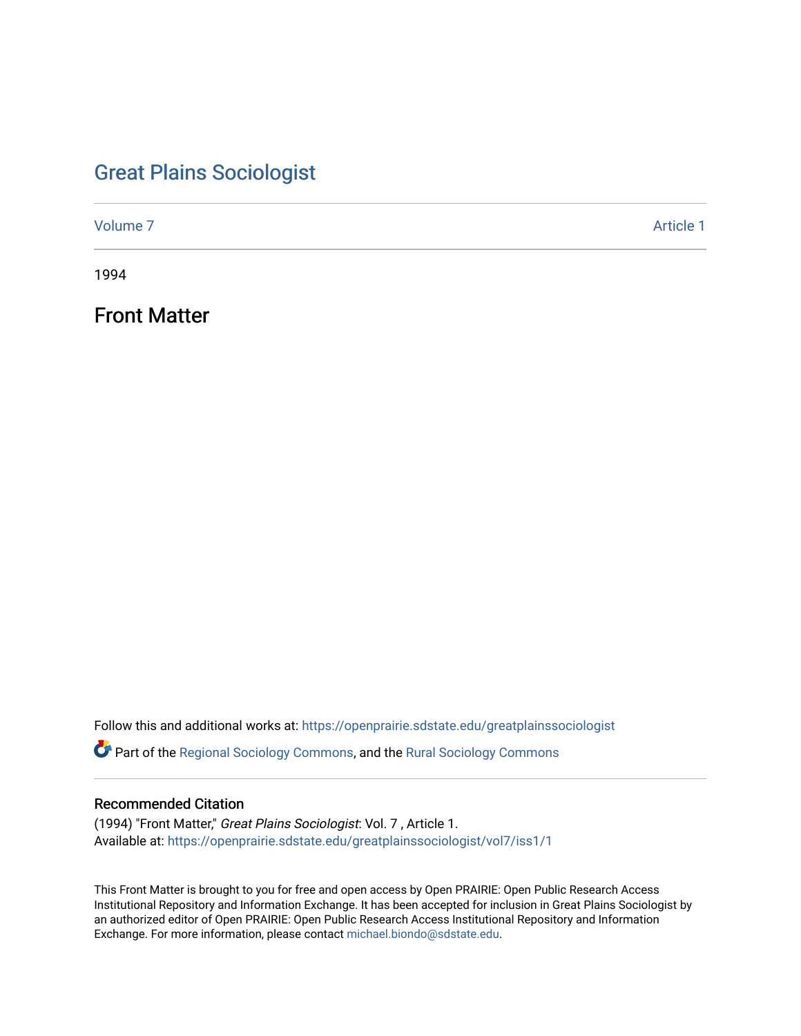# Great Plains Sociologist

Volume 7 Article 1

1994

## Front Matter

Follow this and additional works at: https://openprairie.sdstate.edu/greatplainssociologist

Part of the Regional Sociology Commons, and the Rural Sociology Commons

### Recommended Citation

(1994) "Front Matter," *Great Plains Sociologist*: Vol. 7 , Article 1.
Available at: https://openprairie.sdstate.edu/greatplainssociologist/vol7/iss1/1

This Front Matter is brought to you for free and open access by Open PRAIRIE: Open Public Research Access Institutional Repository and Information Exchange. It has been accepted for inclusion in Great Plains Sociologist by an authorized editor of Open PRAIRIE: Open Public Research Access Institutional Repository and Information Exchange. For more information, please contact michael.biondo@sdstate.edu.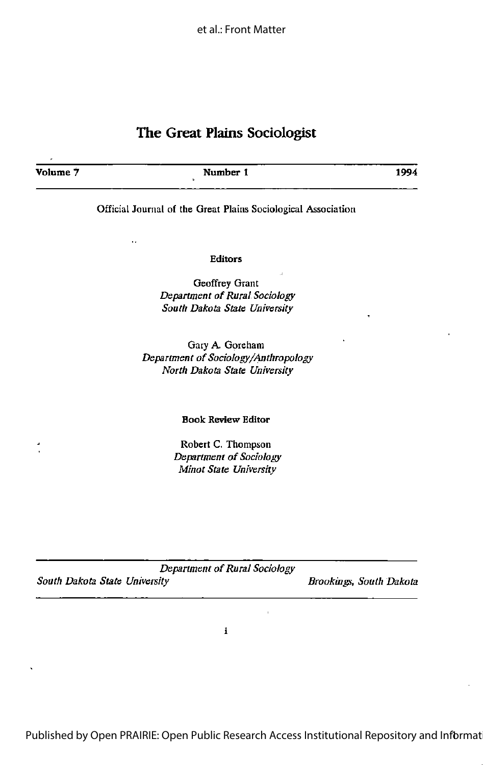# The Great Plains Sociologist

| Volume 7 | Number 1 | 1994 |
|---|---|---|

Official Journal of the Great Plains Sociological Association

**Editors**

Geoffrey Grant
*Department of Rural Sociology*
*South Dakota State University*

Gary A. Goreham
*Department of Sociology/Anthropology*
*North Dakota State University*

**Book Review Editor**

Robert C. Thompson
*Department of Sociology*
*Minot State University*

*Department of Rural Sociology*
*South Dakota State University* — *Brookings, South Dakota*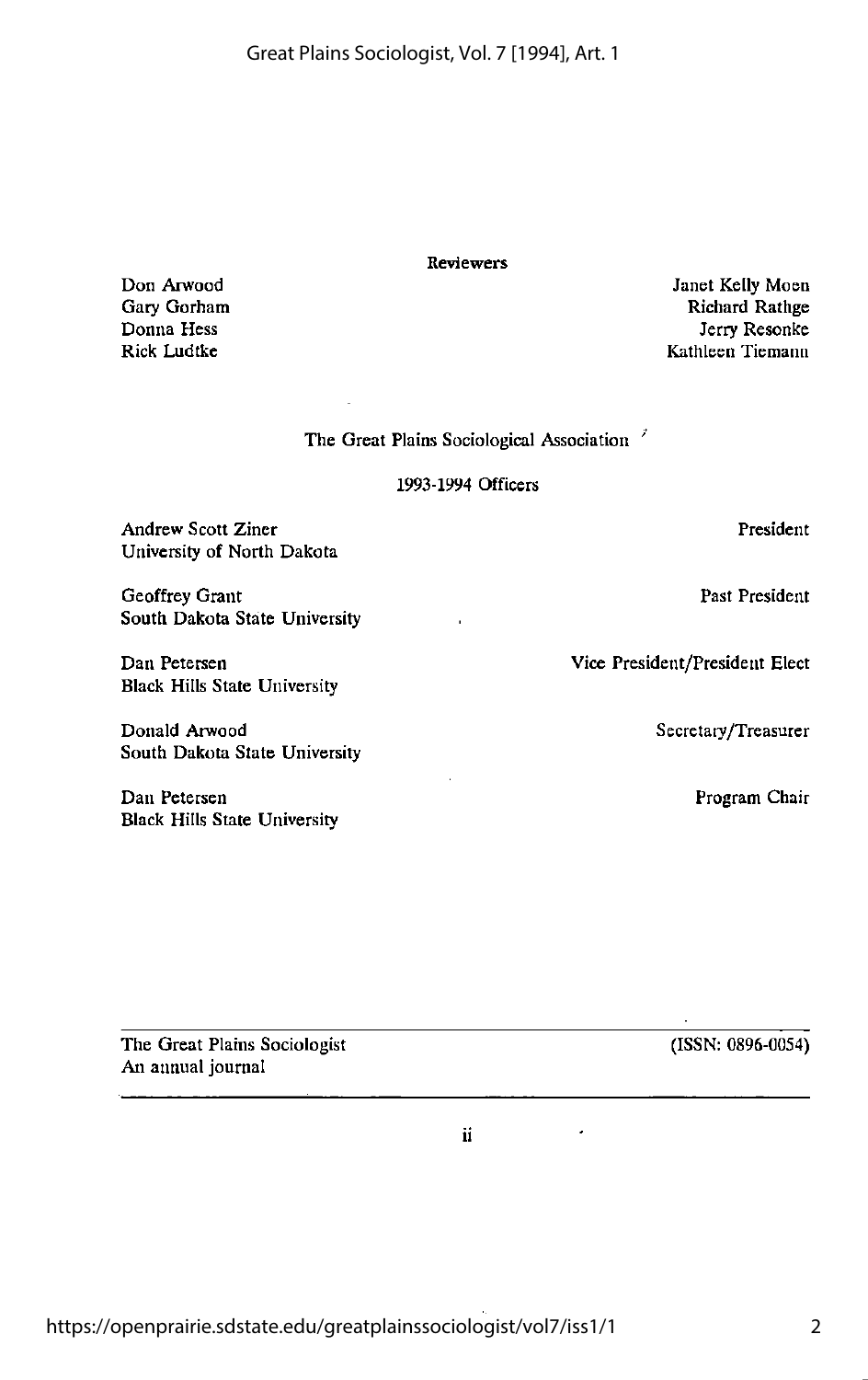## Reviewers

| | |
|---|---|
| Don Arwood | Janet Kelly Moen |
| Gary Gorham | Richard Rathge |
| Donna Hess | Jerry Resonke |
| Rick Ludtke | Kathleen Tiemann |

## The Great Plains Sociological Association

### 1993-1994 Officers

| | |
|---|---|
| Andrew Scott Ziner<br>University of North Dakota | President |
| Geoffrey Grant<br>South Dakota State University | Past President |
| Dan Petersen<br>Black Hills State University | Vice President/President Elect |
| Donald Arwood<br>South Dakota State University | Secretary/Treasurer |
| Dan Petersen<br>Black Hills State University | Program Chair |

The Great Plains Sociologist (ISSN: 0896-0054)
An annual journal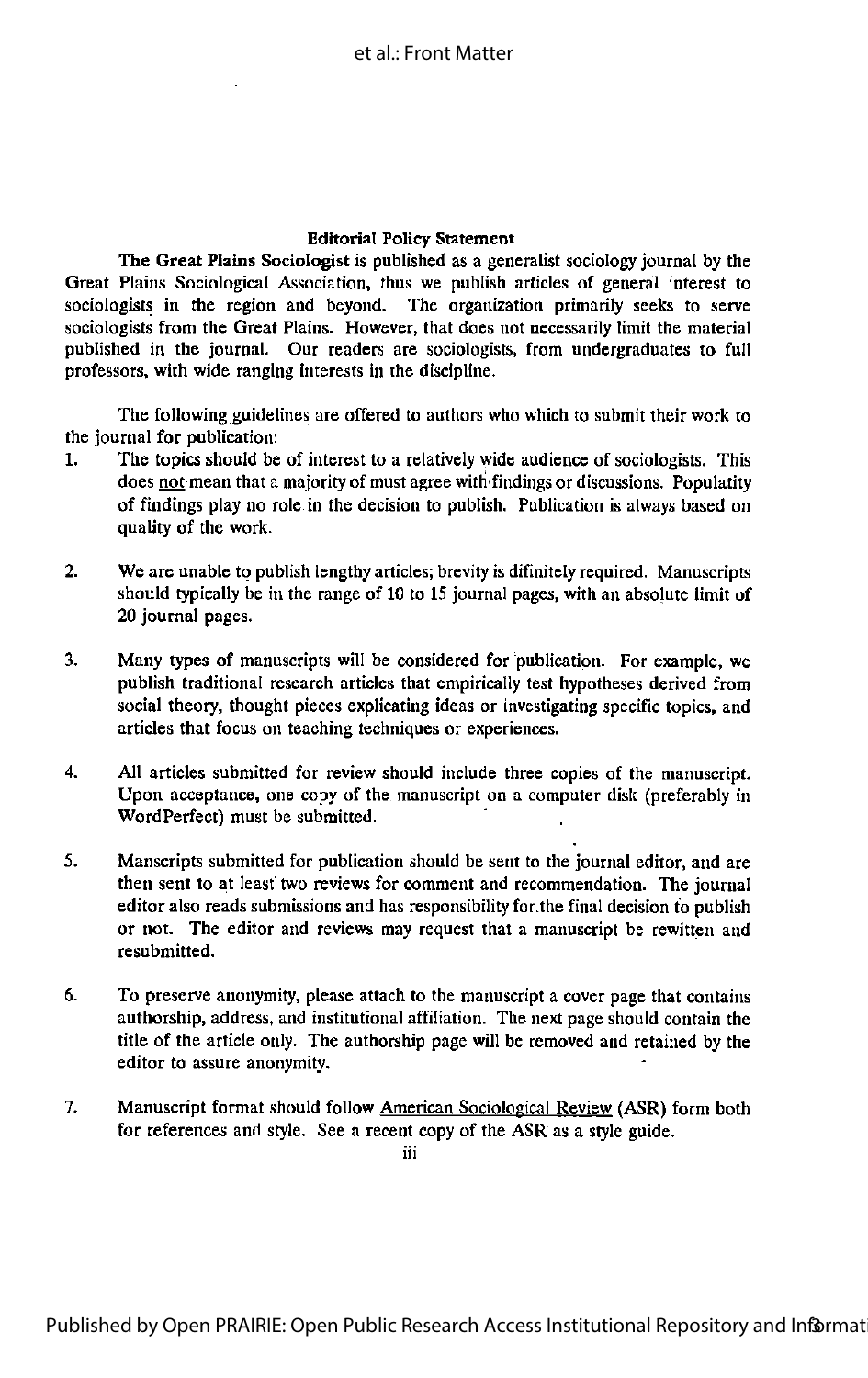## Editorial Policy Statement

**The Great Plains Sociologist** is published as a generalist sociology journal by the Great Plains Sociological Association, thus we publish articles of general interest to sociologists in the region and beyond. The organization primarily seeks to serve sociologists from the Great Plains. However, that does not necessarily limit the material published in the journal. Our readers are sociologists, from undergraduates to full professors, with wide ranging interests in the discipline.

The following guidelines are offered to authors who which to submit their work to the journal for publication:

1. The topics should be of interest to a relatively wide audience of sociologists. This does not mean that a majority of must agree with findings or discussions. Populatity of findings play no role in the decision to publish. Publication is always based on quality of the work.

2. We are unable to publish lengthy articles; brevity is difinitely required. Manuscripts should typically be in the range of 10 to 15 journal pages, with an absolute limit of 20 journal pages.

3. Many types of manuscripts will be considered for publication. For example, we publish traditional research articles that empirically test hypotheses derived from social theory, thought pieces explicating ideas or investigating specific topics, and articles that focus on teaching techniques or experiences.

4. All articles submitted for review should include three copies of the manuscript. Upon acceptance, one copy of the manuscript on a computer disk (preferably in WordPerfect) must be submitted.

5. Manscripts submitted for publication should be sent to the journal editor, and are then sent to at least two reviews for comment and recommendation. The journal editor also reads submissions and has responsibility for the final decision to publish or not. The editor and reviews may request that a manuscript be rewitten and resubmitted.

6. To preserve anonymity, please attach to the manuscript a cover page that contains authorship, address, and institutional affiliation. The next page should contain the title of the article only. The authorship page will be removed and retained by the editor to assure anonymity.

7. Manuscript format should follow American Sociological Review (ASR) form both for references and style. See a recent copy of the ASR as a style guide.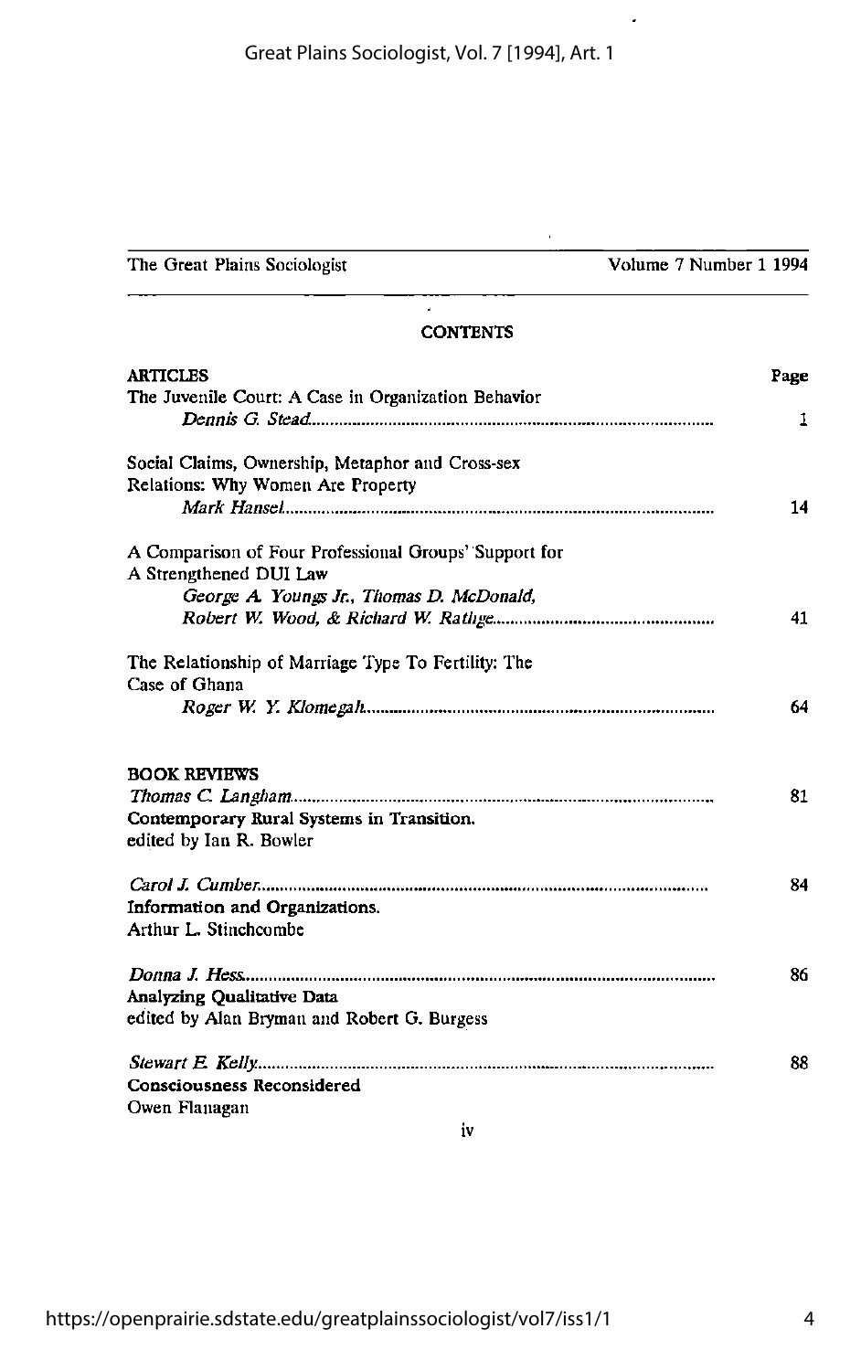The Great Plains Sociologist — Volume 7 Number 1 1994

## CONTENTS

| ARTICLES | Page |
|---|---|
| The Juvenile Court: A Case in Organization Behavior<br>*Dennis G. Stead* | 1 |
| Social Claims, Ownership, Metaphor and Cross-sex Relations: Why Women Are Property<br>*Mark Hansel* | 14 |
| A Comparison of Four Professional Groups' Support for A Strengthened DUI Law<br>*George A. Youngs Jr., Thomas D. McDonald, Robert W. Wood, & Richard W. Rathge* | 41 |
| The Relationship of Marriage Type To Fertility: The Case of Ghana<br>*Roger W. Y. Klomegah* | 64 |

| BOOK REVIEWS | |
|---|---|
| *Thomas C. Langham*<br>**Contemporary Rural Systems in Transition.**<br>edited by Ian R. Bowler | 81 |
| *Carol J. Cumber*<br>**Information and Organizations.**<br>Arthur L. Stinchcombe | 84 |
| *Donna J. Hess*<br>**Analyzing Qualitative Data**<br>edited by Alan Bryman and Robert G. Burgess | 86 |
| *Stewart E. Kelly*<br>**Consciousness Reconsidered**<br>Owen Flanagan | 88 |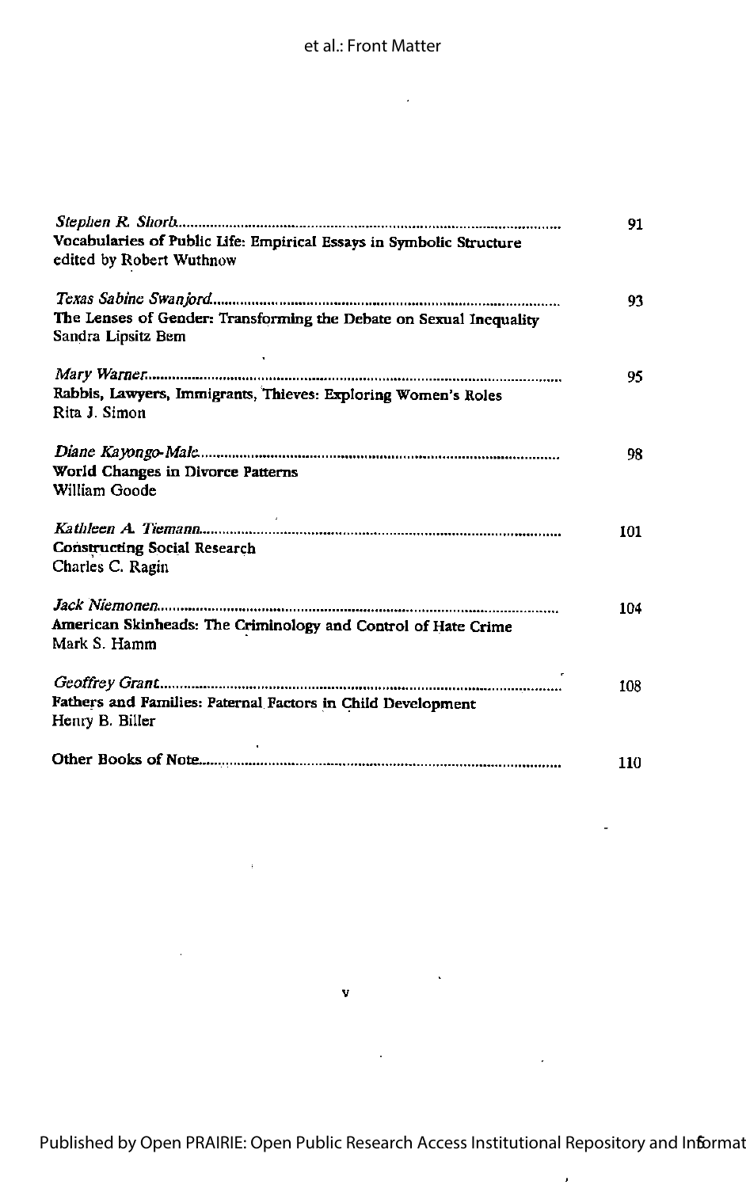*Stephen R. Shorb* .................................................................................................... 91
**Vocabularies of Public Life: Empirical Essays in Symbolic Structure**
edited by Robert Wuthnow

*Texas Sabine Swanford* .................................................................................................... 93
**The Lenses of Gender: Transforming the Debate on Sexual Inequality**
Sandra Lipsitz Bem

*Mary Warner* .................................................................................................... 95
**Rabbis, Lawyers, Immigrants, Thieves: Exploring Women's Roles**
Rita J. Simon

*Diane Kayongo-Male* .................................................................................................... 98
**World Changes in Divorce Patterns**
William Goode

*Kathleen A. Tiemann* .................................................................................................... 101
**Constructing Social Research**
Charles C. Ragin

*Jack Niemonen* .................................................................................................... 104
**American Skinheads: The Criminology and Control of Hate Crime**
Mark S. Hamm

*Geoffrey Grant* .................................................................................................... 108
**Fathers and Families: Paternal Factors in Child Development**
Henry B. Biller

**Other Books of Note** .................................................................................................... 110